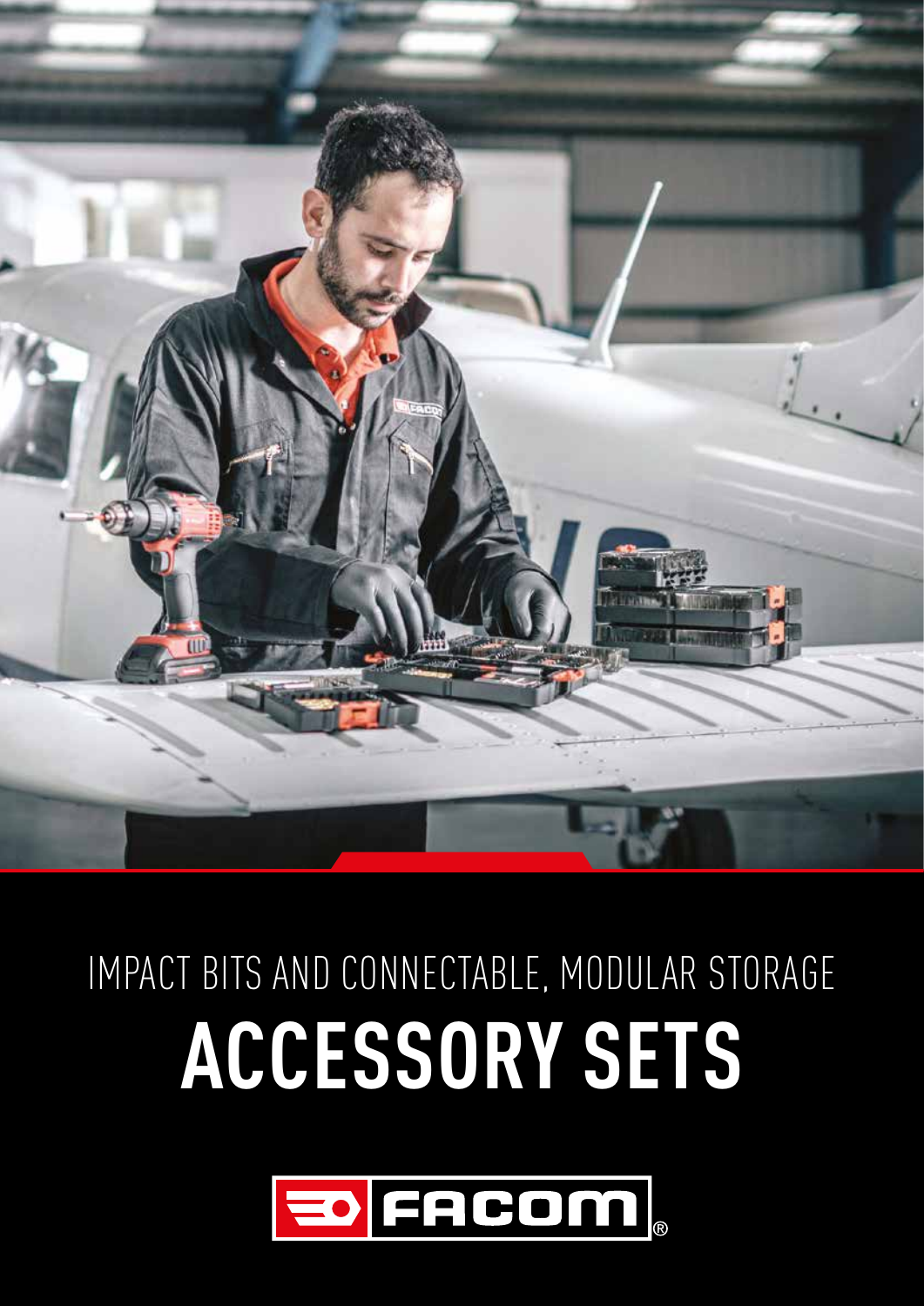IMPACT BITS AND CONNECTABLE, MODULAR STORAGE

# ACCESSORY SETS

FACOM®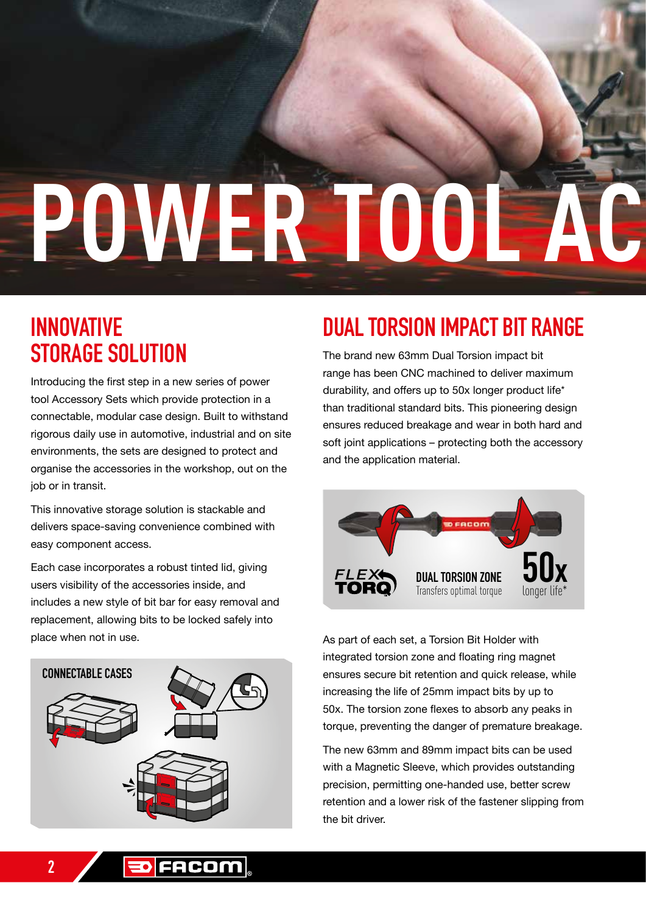# POWER TOOL AC

## INNOVATIVE STORAGE SOLUTION

Introducing the first step in a new series of power tool Accessory Sets which provide protection in a connectable, modular case design. Built to withstand rigorous daily use in automotive, industrial and on site environments, the sets are designed to protect and organise the accessories in the workshop, out on the job or in transit.

This innovative storage solution is stackable and delivers space-saving convenience combined with easy component access.

Each case incorporates a robust tinted lid, giving users visibility of the accessories inside, and includes a new style of bit bar for easy removal and replacement, allowing bits to be locked safely into place when not in use.

CONNECTABLE CASES

## DUAL TORSION IMPACT BIT RANGE

The brand new 63mm Dual Torsion impact bit range has been CNC machined to deliver maximum durability, and offers up to 50x longer product life* than traditional standard bits. This pioneering design ensures reduced breakage and wear in both hard and soft joint applications – protecting both the accessory and the application material.

FLEX TORQ

DUAL TORSION ZONE
Transfers optimal torque

50x
longer life*

As part of each set, a Torsion Bit Holder with integrated torsion zone and floating ring magnet ensures secure bit retention and quick release, while increasing the life of 25mm impact bits by up to 50x. The torsion zone flexes to absorb any peaks in torque, preventing the danger of premature breakage.

The new 63mm and 89mm impact bits can be used with a Magnetic Sleeve, which provides outstanding precision, permitting one-handed use, better screw retention and a lower risk of the fastener slipping from the bit driver.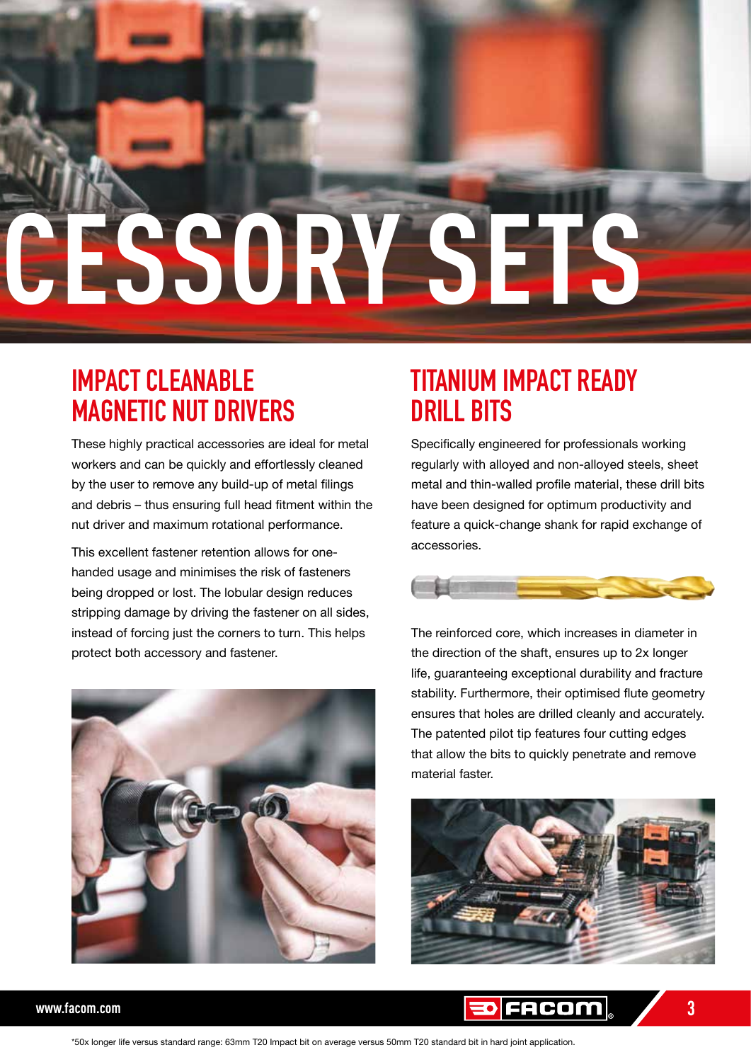# CESSORY SETS

## IMPACT CLEANABLE MAGNETIC NUT DRIVERS

These highly practical accessories are ideal for metal workers and can be quickly and effortlessly cleaned by the user to remove any build-up of metal filings and debris – thus ensuring full head fitment within the nut driver and maximum rotational performance.

This excellent fastener retention allows for one-handed usage and minimises the risk of fasteners being dropped or lost. The lobular design reduces stripping damage by driving the fastener on all sides, instead of forcing just the corners to turn. This helps protect both accessory and fastener.

## TITANIUM IMPACT READY DRILL BITS

Specifically engineered for professionals working regularly with alloyed and non-alloyed steels, sheet metal and thin-walled profile material, these drill bits have been designed for optimum productivity and feature a quick-change shank for rapid exchange of accessories.

The reinforced core, which increases in diameter in the direction of the shaft, ensures up to 2x longer life, guaranteeing exceptional durability and fracture stability. Furthermore, their optimised flute geometry ensures that holes are drilled cleanly and accurately. The patented pilot tip features four cutting edges that allow the bits to quickly penetrate and remove material faster.

*50x longer life versus standard range: 63mm T20 Impact bit on average versus 50mm T20 standard bit in hard joint application.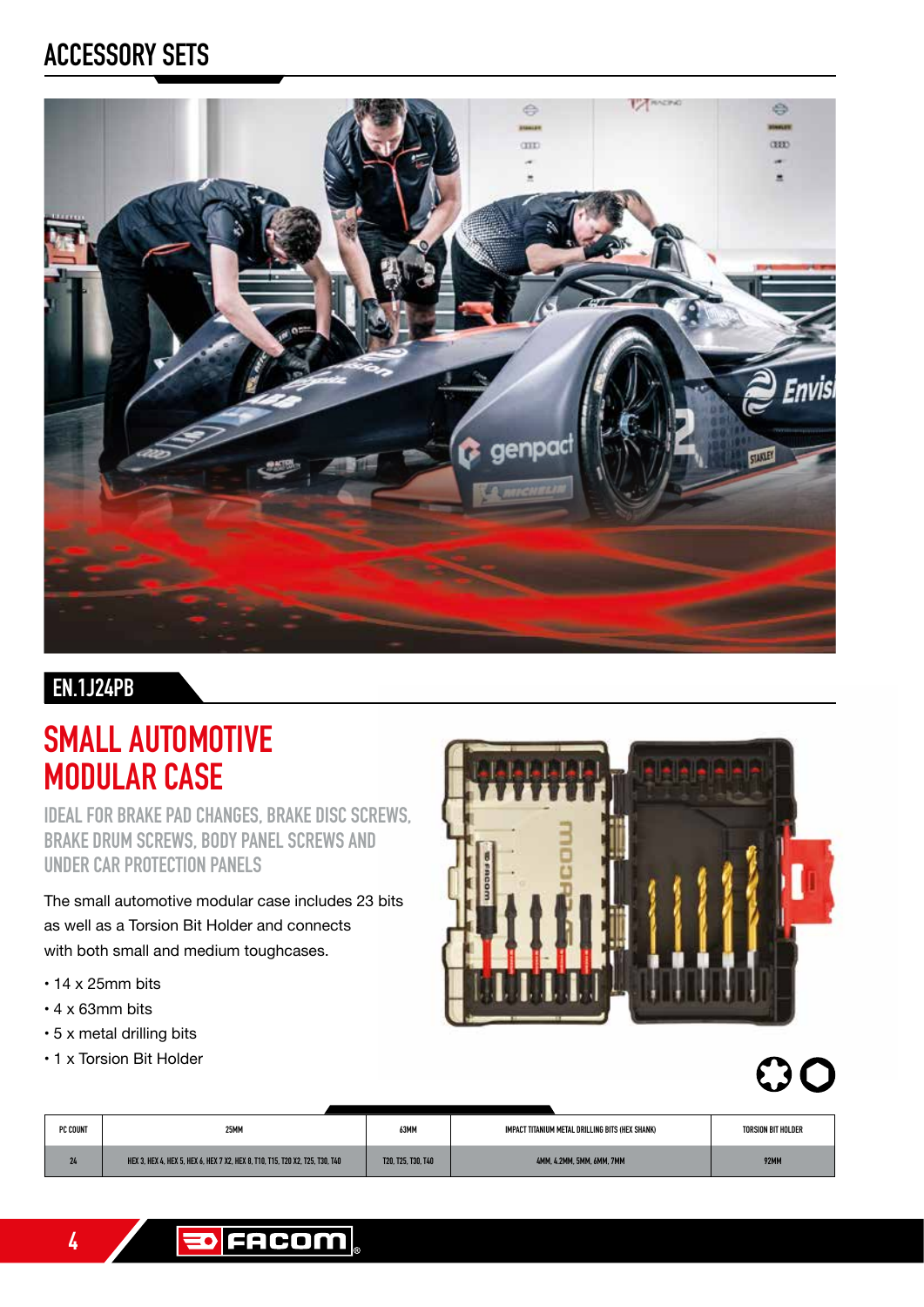# ACCESSORY SETS

## EN.1J24PB

## SMALL AUTOMOTIVE MODULAR CASE

### IDEAL FOR BRAKE PAD CHANGES, BRAKE DISC SCREWS, BRAKE DRUM SCREWS, BODY PANEL SCREWS AND UNDER CAR PROTECTION PANELS

The small automotive modular case includes 23 bits as well as a Torsion Bit Holder and connects with both small and medium toughcases.

- 14 x 25mm bits
- 4 x 63mm bits
- 5 x metal drilling bits
- 1 x Torsion Bit Holder

| PC COUNT | 25MM | 63MM | IMPACT TITANIUM METAL DRILLING BITS (HEX SHANK) | TORSION BIT HOLDER |
|---|---|---|---|---|
| 24 | HEX 3, HEX 4, HEX 5, HEX 6, HEX 7 X2, HEX 8, T10, T15, T20 X2, T25, T30, T40 | T20, T25, T30, T40 | 4MM, 4.2MM, 5MM, 6MM, 7MM | 92MM |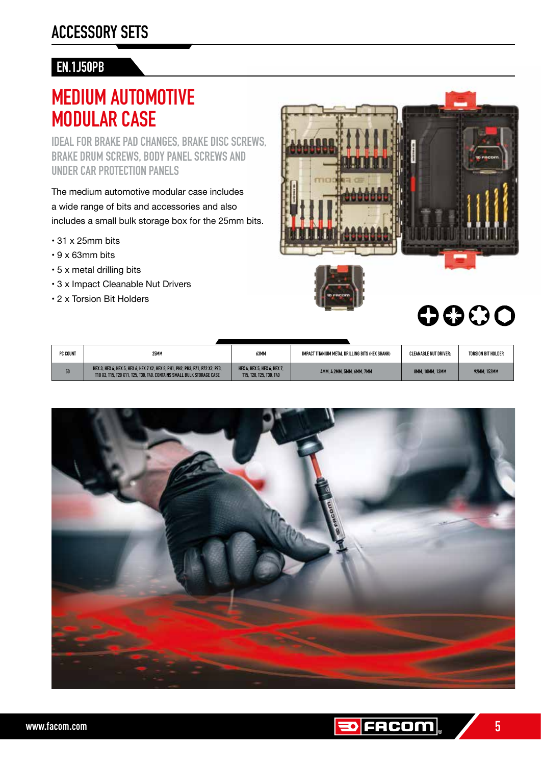# ACCESSORY SETS

## EN.1J50PB

# MEDIUM AUTOMOTIVE MODULAR CASE

### IDEAL FOR BRAKE PAD CHANGES, BRAKE DISC SCREWS, BRAKE DRUM SCREWS, BODY PANEL SCREWS AND UNDER CAR PROTECTION PANELS

The medium automotive modular case includes a wide range of bits and accessories and also includes a small bulk storage box for the 25mm bits.

- 31 x 25mm bits
- 9 x 63mm bits
- 5 x metal drilling bits
- 3 x Impact Cleanable Nut Drivers
- 2 x Torsion Bit Holders

| PC COUNT | 25MM | 63MM | IMPACT TITANIUM METAL DRILLING BITS (HEX SHANK) | CLEANABLE NUT DRIVER: | TORSION BIT HOLDER |
|---|---|---|---|---|---|
| 50 | HEX 3, HEX 4, HEX 5, HEX 6, HEX 7 X2, HEX 8, PH1, PH2, PH3, PZ1, PZ2 X2, PZ3, T10 X2, T15, T20 X11, T25, T30, T40. CONTAINS SMALL BULK STORAGE CASE | HEX 4, HEX 5, HEX 6, HEX 7, T15, T20, T25, T30, T40 | 4MM, 4.2MM, 5MM, 6MM, 7MM | 8MM, 10MM, 13MM | 92MM, 152MM |

www.facom.com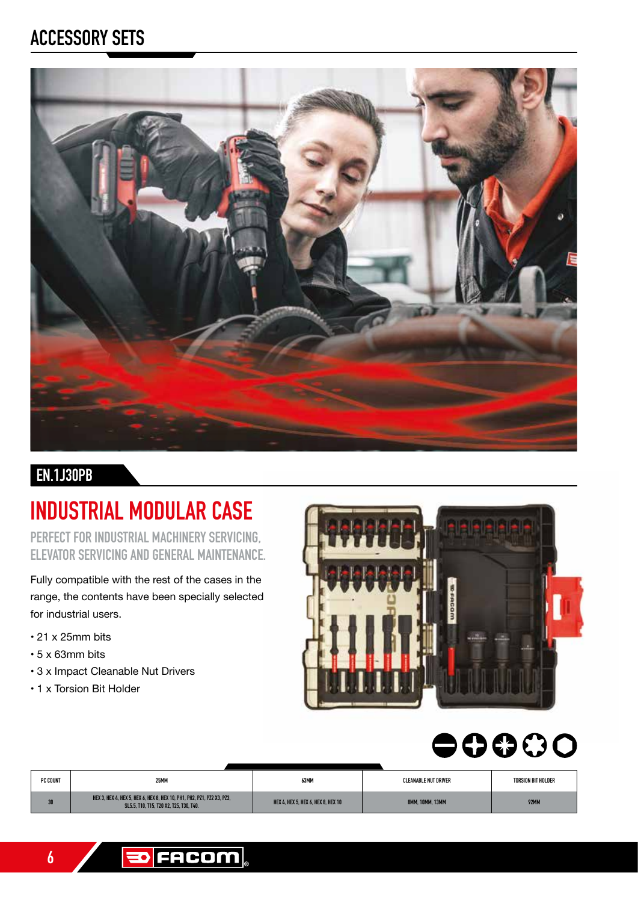# ACCESSORY SETS

## EN.1J30PB

# INDUSTRIAL MODULAR CASE

### PERFECT FOR INDUSTRIAL MACHINERY SERVICING, ELEVATOR SERVICING AND GENERAL MAINTENANCE.

Fully compatible with the rest of the cases in the range, the contents have been specially selected for industrial users.

- 21 x 25mm bits
- 5 x 63mm bits
- 3 x Impact Cleanable Nut Drivers
- 1 x Torsion Bit Holder

| PC COUNT | 25MM | 63MM | CLEANABLE NUT DRIVER | TORSION BIT HOLDER |
|---|---|---|---|---|
| 30 | HEX 3, HEX 4, HEX 5, HEX 6, HEX 8, HEX 10, PH1, PH2, PZ1, PZ2 X3, PZ3, SL5.5, T10, T15, T20 X2, T25, T30, T40. | HEX 4, HEX 5, HEX 6, HEX 8, HEX 10 | 8MM, 10MM, 13MM | 92MM |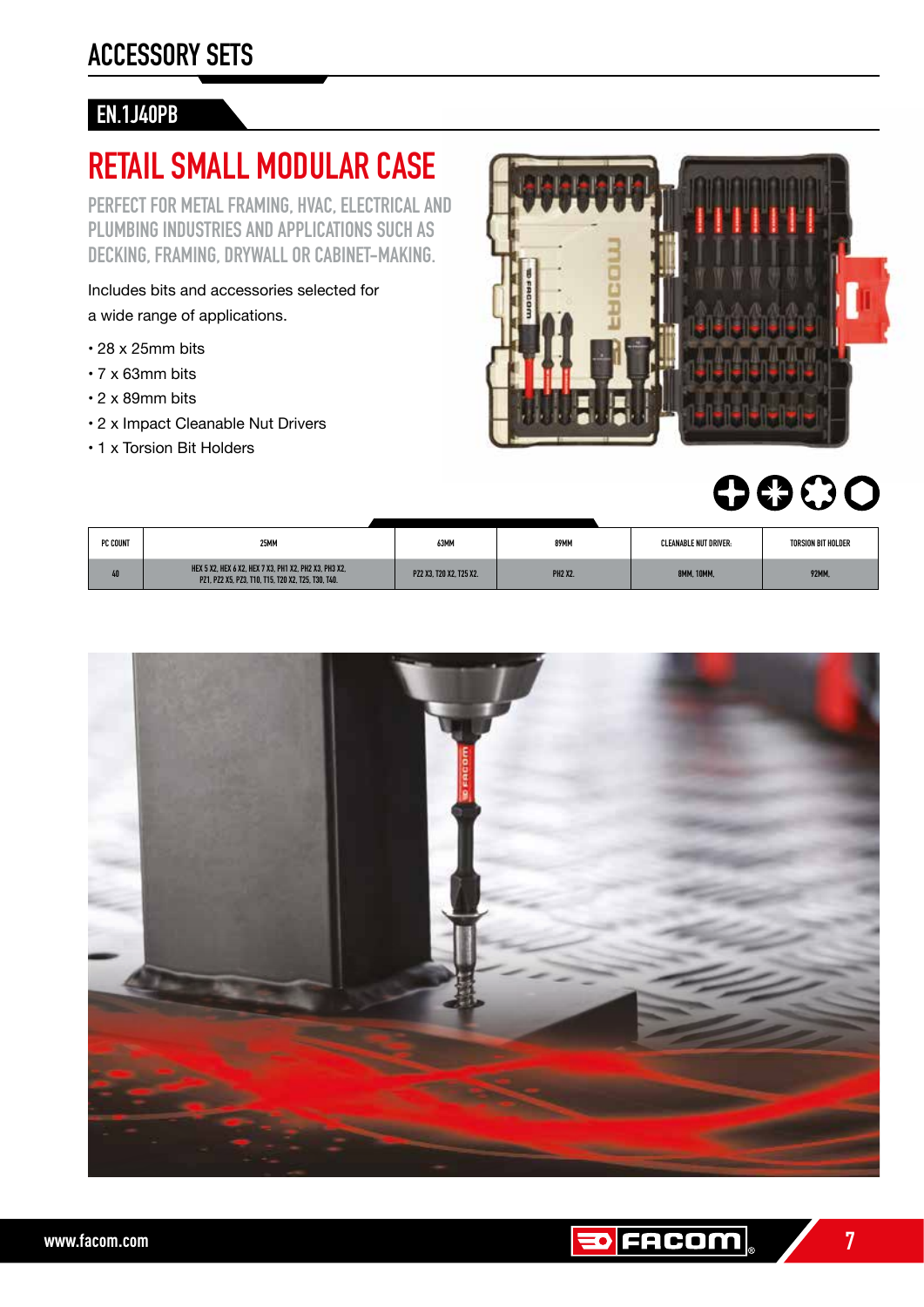# ACCESSORY SETS

## EN.1J40PB

## RETAIL SMALL MODULAR CASE

### PERFECT FOR METAL FRAMING, HVAC, ELECTRICAL AND PLUMBING INDUSTRIES AND APPLICATIONS SUCH AS DECKING, FRAMING, DRYWALL OR CABINET-MAKING.

Includes bits and accessories selected for a wide range of applications.

- 28 x 25mm bits
- 7 x 63mm bits
- 2 x 89mm bits
- 2 x Impact Cleanable Nut Drivers
- 1 x Torsion Bit Holders

| PC COUNT | 25MM | 63MM | 89MM | CLEANABLE NUT DRIVER: | TORSION BIT HOLDER |
|---|---|---|---|---|---|
| 40 | HEX 5 X2, HEX 6 X2, HEX 7 X3, PH1 X2, PH2 X3, PH3 X2, PZ1, PZ2 X5, PZ3, T10, T15, T20 X2, T25, T30, T40. | PZ2 X3, T20 X2, T25 X2. | PH2 X2. | 8MM, 10MM. | 92MM. |

www.facom.com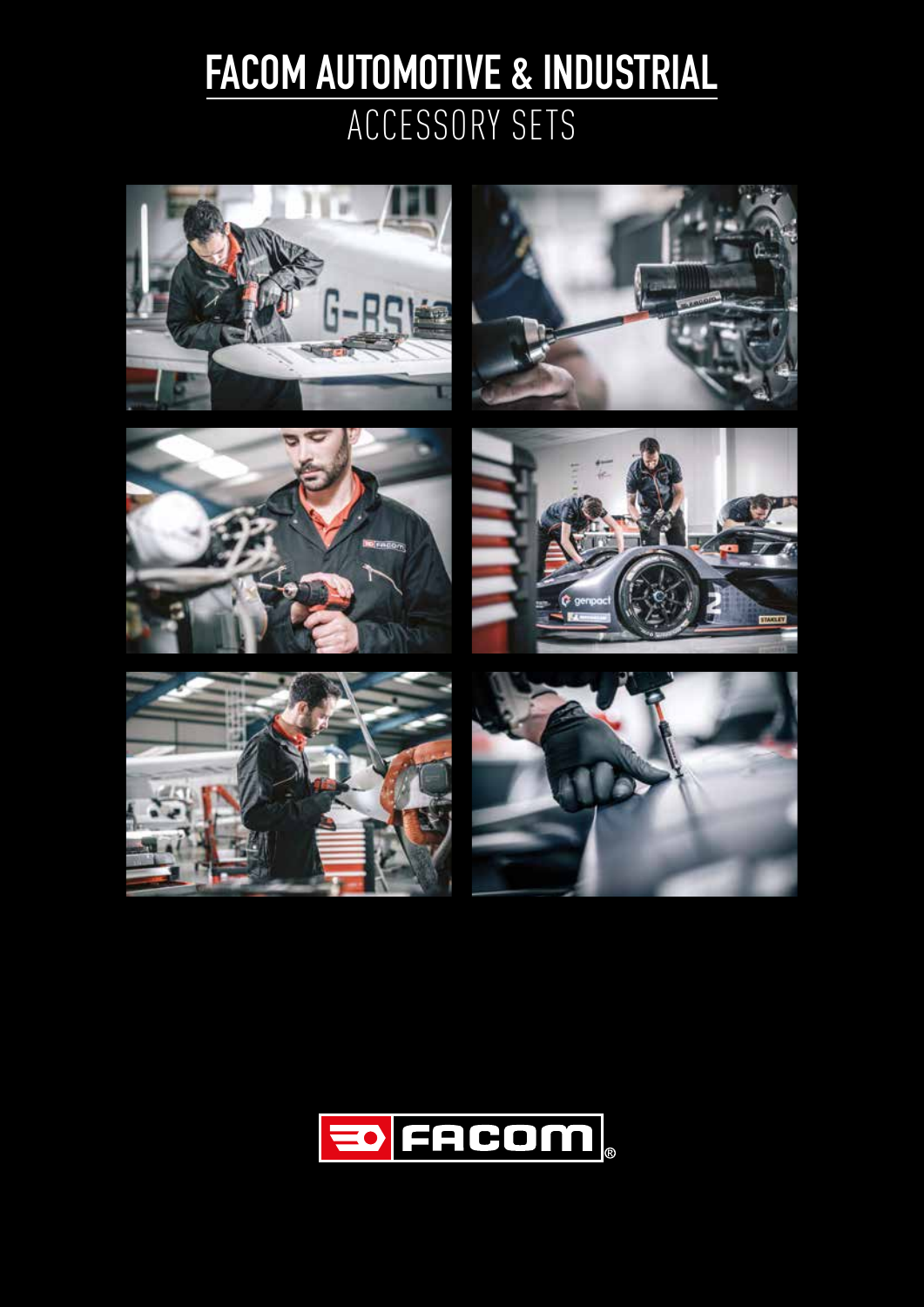# FACOM AUTOMOTIVE & INDUSTRIAL

## ACCESSORY SETS